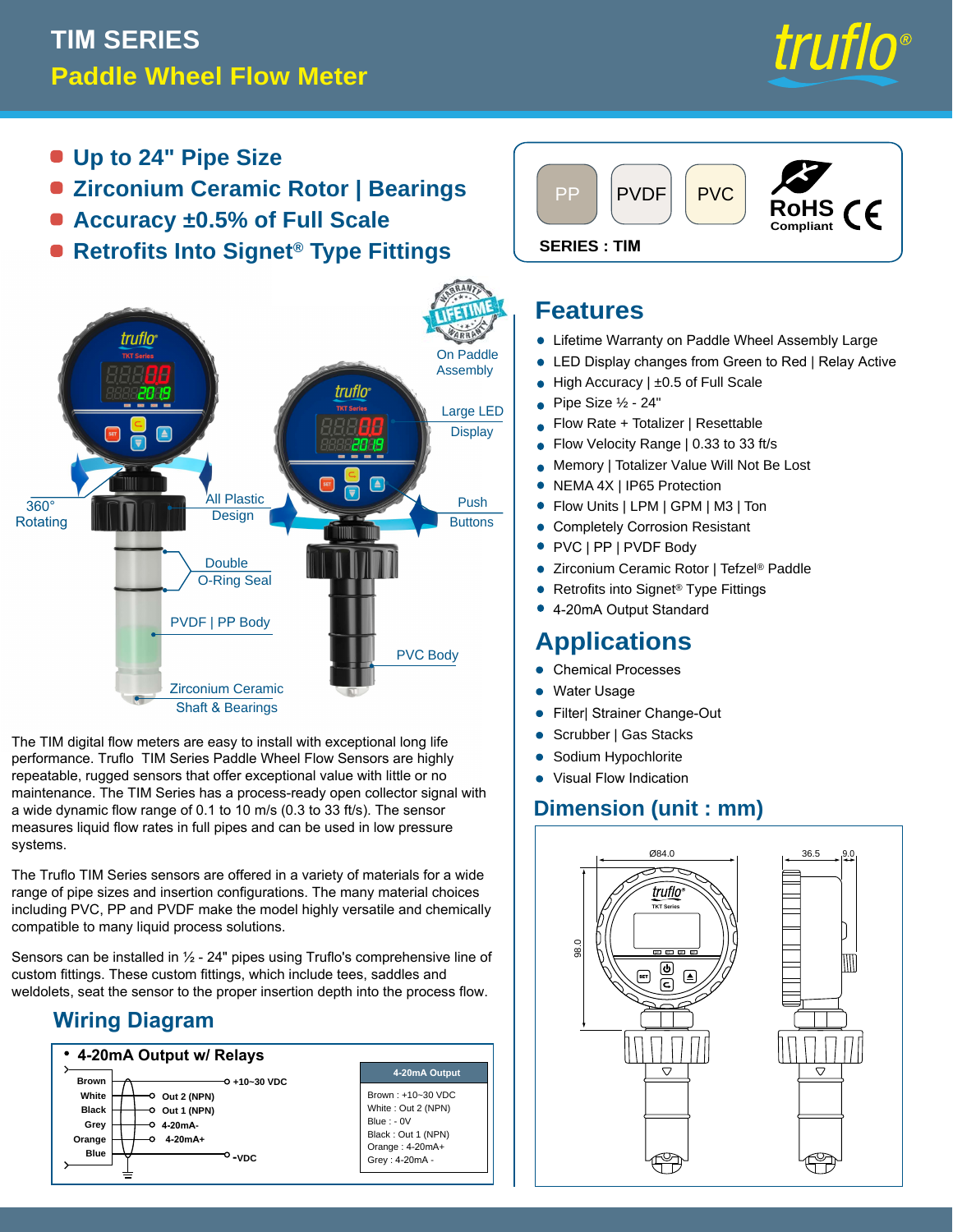# TIM SERIES

## Paddle Wheel Flow Meter

- **Up to 24" Pipe Size**
- **Zirconium Ceramic Rotor | Bearings**
- **Accuracy ±0.5% of Full Scale**
- **Retrofits Into Signet® Type Fittings**

PP | PVDF | PVC — RoHS Compliant — CE

**SERIES : TIM**

On Paddle Assembly (Lifetime Warranty) · Large LED Display · Push Buttons · 360° Rotating · All Plastic Design · Double O-Ring Seal · PVDF | PP Body · PVC Body · Zirconium Ceramic Shaft & Bearings

The TIM digital flow meters are easy to install with exceptional long life performance. Truflo TIM Series Paddle Wheel Flow Sensors are highly repeatable, rugged sensors that offer exceptional value with little or no maintenance. The TIM Series has a process-ready open collector signal with a wide dynamic flow range of 0.1 to 10 m/s (0.3 to 33 ft/s). The sensor measures liquid flow rates in full pipes and can be used in low pressure systems.

The Truflo TIM Series sensors are offered in a variety of materials for a wide range of pipe sizes and insertion configurations. The many material choices including PVC, PP and PVDF make the model highly versatile and chemically compatible to many liquid process solutions.

Sensors can be installed in ½ - 24" pipes using Truflo's comprehensive line of custom fittings. These custom fittings, which include tees, saddles and weldolets, seat the sensor to the proper insertion depth into the process flow.

## Wiring Diagram

- **4-20mA Output w/ Relays**

| Wire | Connection |
|---|---|
| Brown | +10~30 VDC |
| White | Out 2 (NPN) |
| Black | Out 1 (NPN) |
| Grey | 4-20mA- |
| Orange | 4-20mA+ |
| Blue | -VDC |

**4-20mA Output**

Brown : +10~30 VDC
White : Out 2 (NPN)
Blue : - 0V
Black : Out 1 (NPN)
Orange : 4-20mA+
Grey : 4-20mA -

## Features

- Lifetime Warranty on Paddle Wheel Assembly Large
- LED Display changes from Green to Red | Relay Active
- High Accuracy | ±0.5 of Full Scale
- Pipe Size ½ - 24"
- Flow Rate + Totalizer | Resettable
- Flow Velocity Range | 0.33 to 33 ft/s
- Memory | Totalizer Value Will Not Be Lost
- NEMA 4X | IP65 Protection
- Flow Units | LPM | GPM | M3 | Ton
- Completely Corrosion Resistant
- PVC | PP | PVDF Body
- Zirconium Ceramic Rotor | Tefzel® Paddle
- Retrofits into Signet® Type Fittings
- 4-20mA Output Standard

## Applications

- Chemical Processes
- Water Usage
- Filter| Strainer Change-Out
- Scrubber | Gas Stacks
- Sodium Hypochlorite
- Visual Flow Indication

## Dimension (unit : mm)

Ø84.0 · 98.0 · 36.5 · 9.0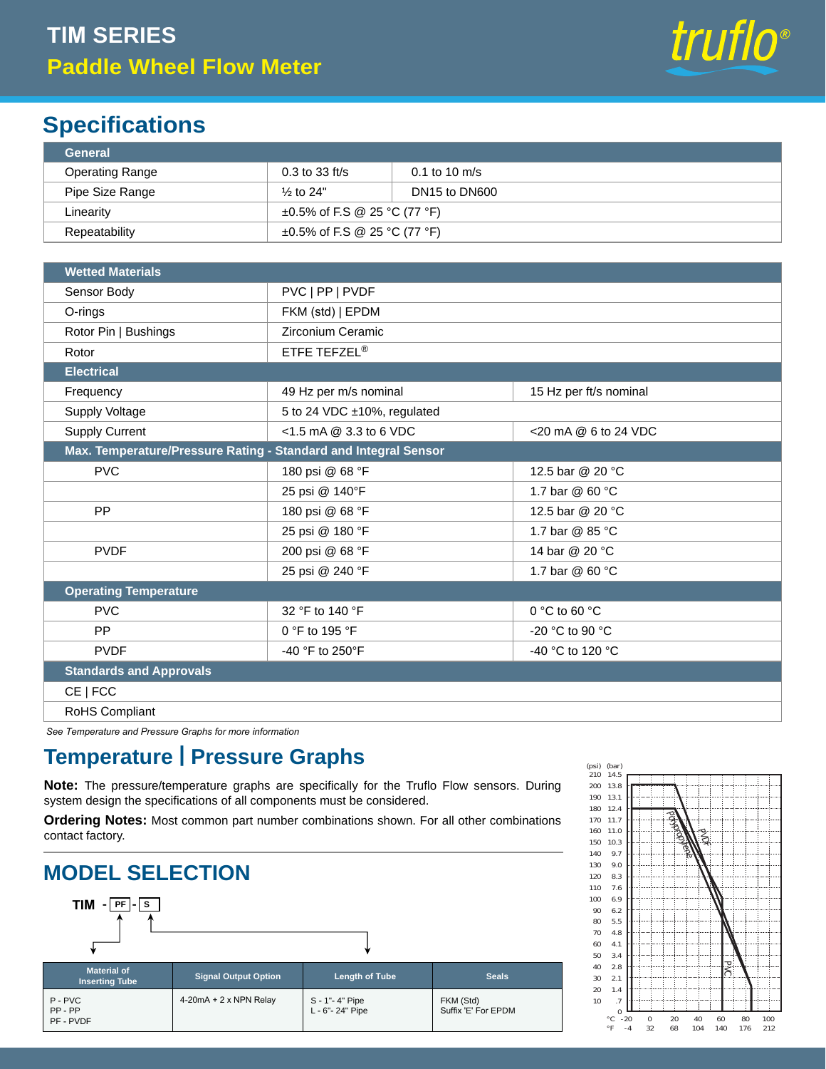# TIM SERIES
## Paddle Wheel Flow Meter

truflo®

## Specifications

| General | | |
|---|---|---|
| Operating Range | 0.3 to 33 ft/s | 0.1 to 10 m/s |
| Pipe Size Range | ½ to 24" | DN15 to DN600 |
| Linearity | ±0.5% of F.S @ 25 °C (77 °F) | |
| Repeatability | ±0.5% of F.S @ 25 °C (77 °F) | |

| Wetted Materials | | |
|---|---|---|
| Sensor Body | PVC \| PP \| PVDF | |
| O-rings | FKM (std) \| EPDM | |
| Rotor Pin \| Bushings | Zirconium Ceramic | |
| Rotor | ETFE TEFZEL® | |
| **Electrical** | | |
| Frequency | 49 Hz per m/s nominal | 15 Hz per ft/s nominal |
| Supply Voltage | 5 to 24 VDC ±10%, regulated | |
| Supply Current | <1.5 mA @ 3.3 to 6 VDC | <20 mA @ 6 to 24 VDC |
| **Max. Temperature/Pressure Rating - Standard and Integral Sensor** | | |
| PVC | 180 psi @ 68 °F | 12.5 bar @ 20 °C |
| | 25 psi @ 140°F | 1.7 bar @ 60 °C |
| PP | 180 psi @ 68 °F | 12.5 bar @ 20 °C |
| | 25 psi @ 180 °F | 1.7 bar @ 85 °C |
| PVDF | 200 psi @ 68 °F | 14 bar @ 20 °C |
| | 25 psi @ 240 °F | 1.7 bar @ 60 °C |
| **Operating Temperature** | | |
| PVC | 32 °F to 140 °F | 0 °C to 60 °C |
| PP | 0 °F to 195 °F | -20 °C to 90 °C |
| PVDF | -40 °F to 250°F | -40 °C to 120 °C |
| **Standards and Approvals** | | |
| CE \| FCC | | |
| RoHS Compliant | | |

*See Temperature and Pressure Graphs for more information*

## Temperature | Pressure Graphs

**Note:** The pressure/temperature graphs are specifically for the Truflo Flow sensors. During system design the specifications of all components must be considered.

**Ordering Notes:** Most common part number combinations shown. For all other combinations contact factory.

(psi) (bar)
210 14.5
200 13.8
190 13.1
180 12.4
170 11.7
160 11.0
150 10.3
140 9.7
130 9.0
120 8.3
110 7.6
100 6.9
90 6.2
80 5.5
70 4.8
60 4.1
50 3.4
40 2.8
30 2.1
20 1.4
10 .7
0
°C -20 0 20 40 60 80 100
°F -4 32 68 104 140 176 212
Polypropylene
PVDF
PVC

## MODEL SELECTION

TIM - PF - S

| Material of Inserting Tube | Signal Output Option | Length of Tube | Seals |
|---|---|---|---|
| P - PVC<br>PP - PP<br>PF - PVDF | 4-20mA + 2 x NPN Relay | S - 1"- 4" Pipe<br>L - 6"- 24" Pipe | FKM (Std)<br>Suffix 'E' For EPDM |